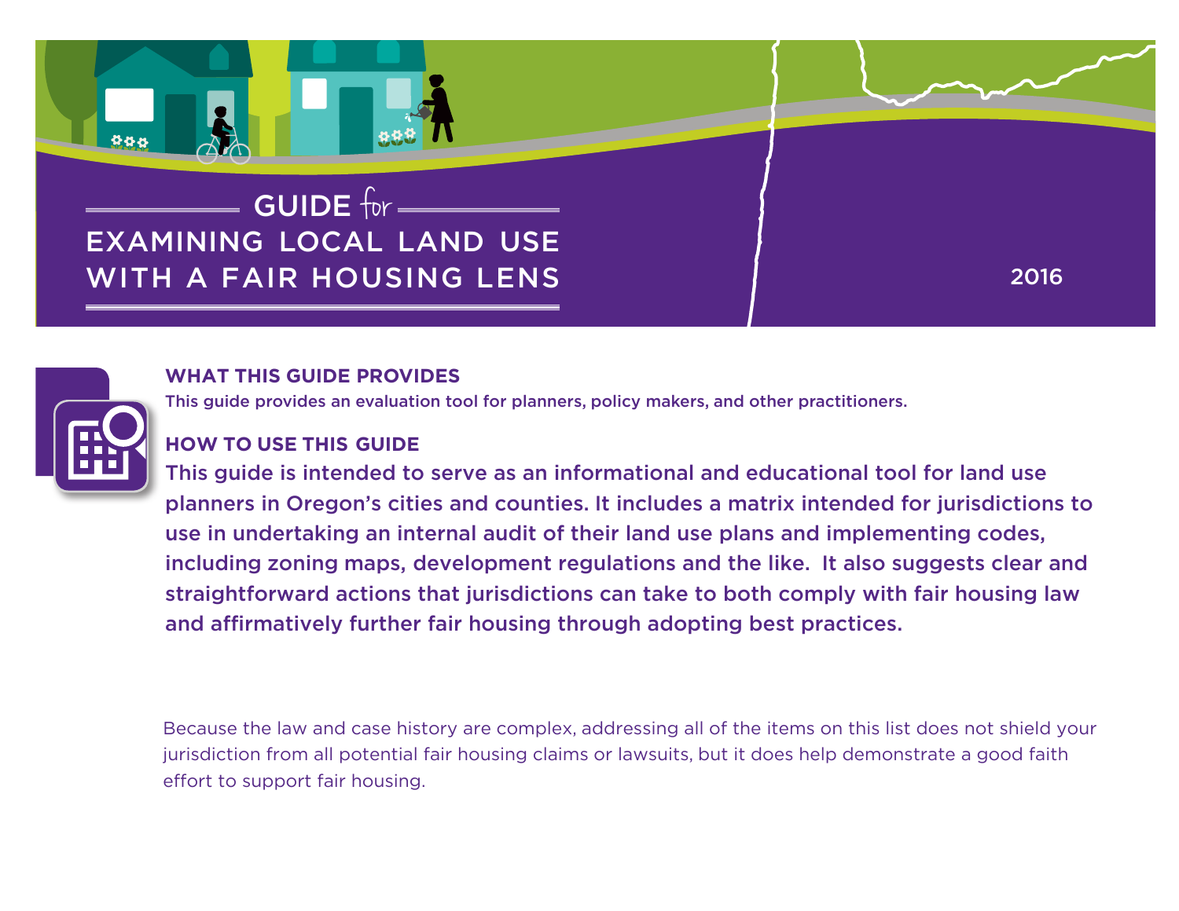# GUIDE for EXAMINING LOCAL LAND USE WITH A FAIR HOUSING LENS

2016

## WHAT THIS GUIDE PROVIDES

This guide provides an evaluation tool for planners, policy makers, and other practitioners.

## HOW TO USE THIS GUIDE

This guide is intended to serve as an informational and educational tool for land use planners in Oregon's cities and counties. It includes a matrix intended for jurisdictions to use in undertaking an internal audit of their land use plans and implementing codes, including zoning maps, development regulations and the like. It also suggests clear and straightforward actions that jurisdictions can take to both comply with fair housing law and affirmatively further fair housing through adopting best practices.

Because the law and case history are complex, addressing all of the items on this list does not shield your jurisdiction from all potential fair housing claims or lawsuits, but it does help demonstrate a good faith effort to support fair housing.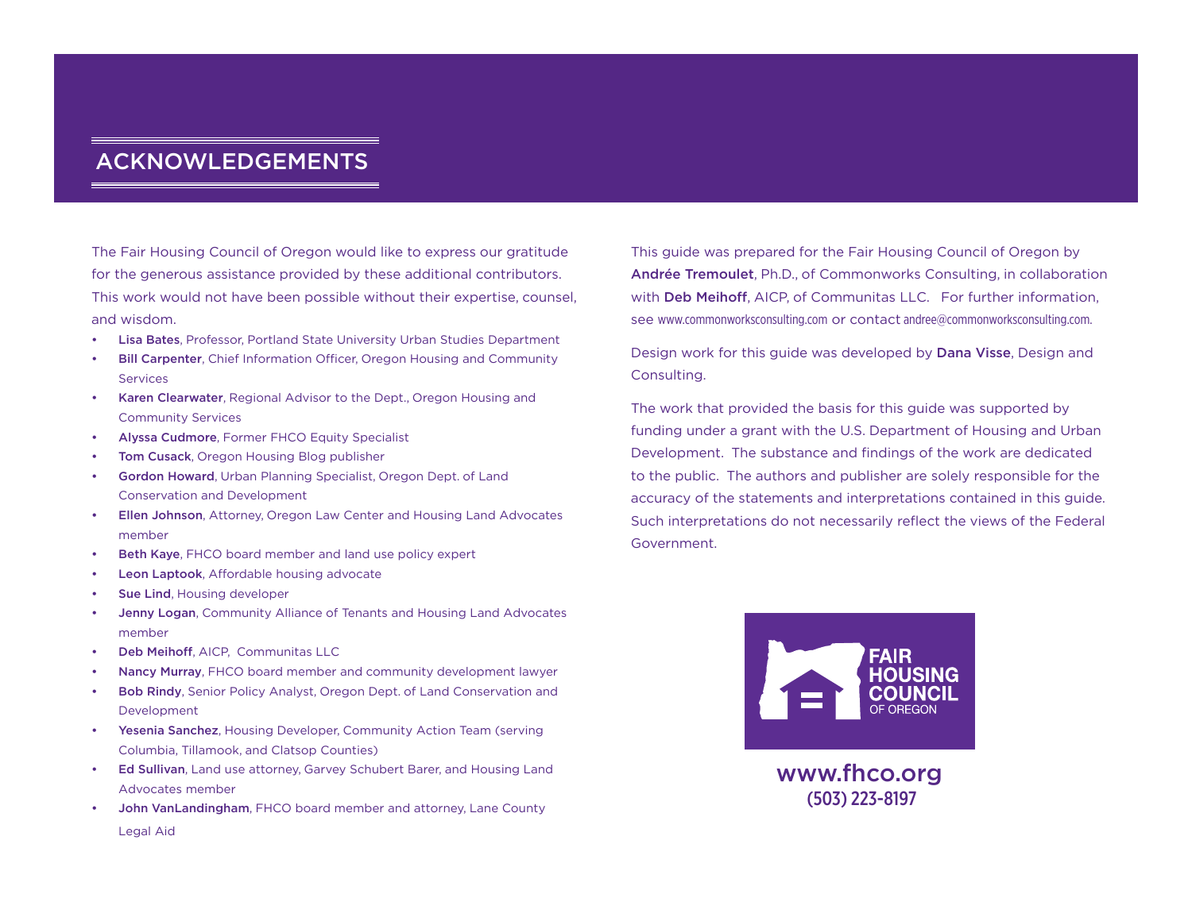# ACKNOWLEDGEMENTS

The Fair Housing Council of Oregon would like to express our gratitude for the generous assistance provided by these additional contributors. This work would not have been possible without their expertise, counsel, and wisdom.

- **Lisa Bates**, Professor, Portland State University Urban Studies Department
- **Bill Carpenter**, Chief Information Officer, Oregon Housing and Community Services
- **Karen Clearwater**, Regional Advisor to the Dept., Oregon Housing and Community Services
- **Alyssa Cudmore**, Former FHCO Equity Specialist
- **Tom Cusack**, Oregon Housing Blog publisher
- **Gordon Howard**, Urban Planning Specialist, Oregon Dept. of Land Conservation and Development
- **Ellen Johnson**, Attorney, Oregon Law Center and Housing Land Advocates member
- **Beth Kaye**, FHCO board member and land use policy expert
- **Leon Laptook**, Affordable housing advocate
- **Sue Lind**, Housing developer
- **Jenny Logan**, Community Alliance of Tenants and Housing Land Advocates member
- **Deb Meihoff**, AICP, Communitas LLC
- **Nancy Murray**, FHCO board member and community development lawyer
- **Bob Rindy**, Senior Policy Analyst, Oregon Dept. of Land Conservation and Development
- **Yesenia Sanchez**, Housing Developer, Community Action Team (serving Columbia, Tillamook, and Clatsop Counties)
- **Ed Sullivan**, Land use attorney, Garvey Schubert Barer, and Housing Land Advocates member
- **John VanLandingham**, FHCO board member and attorney, Lane County Legal Aid

This guide was prepared for the Fair Housing Council of Oregon by **Andrée Tremoulet**, Ph.D., of Commonworks Consulting, in collaboration with **Deb Meihoff**, AICP, of Communitas LLC. For further information, see www.commonworksconsulting.com or contact andree@commonworksconsulting.com.

Design work for this guide was developed by **Dana Visse**, Design and Consulting.

The work that provided the basis for this guide was supported by funding under a grant with the U.S. Department of Housing and Urban Development. The substance and findings of the work are dedicated to the public. The authors and publisher are solely responsible for the accuracy of the statements and interpretations contained in this guide. Such interpretations do not necessarily reflect the views of the Federal Government.

FAIR HOUSING COUNCIL OF OREGON

www.fhco.org
(503) 223-8197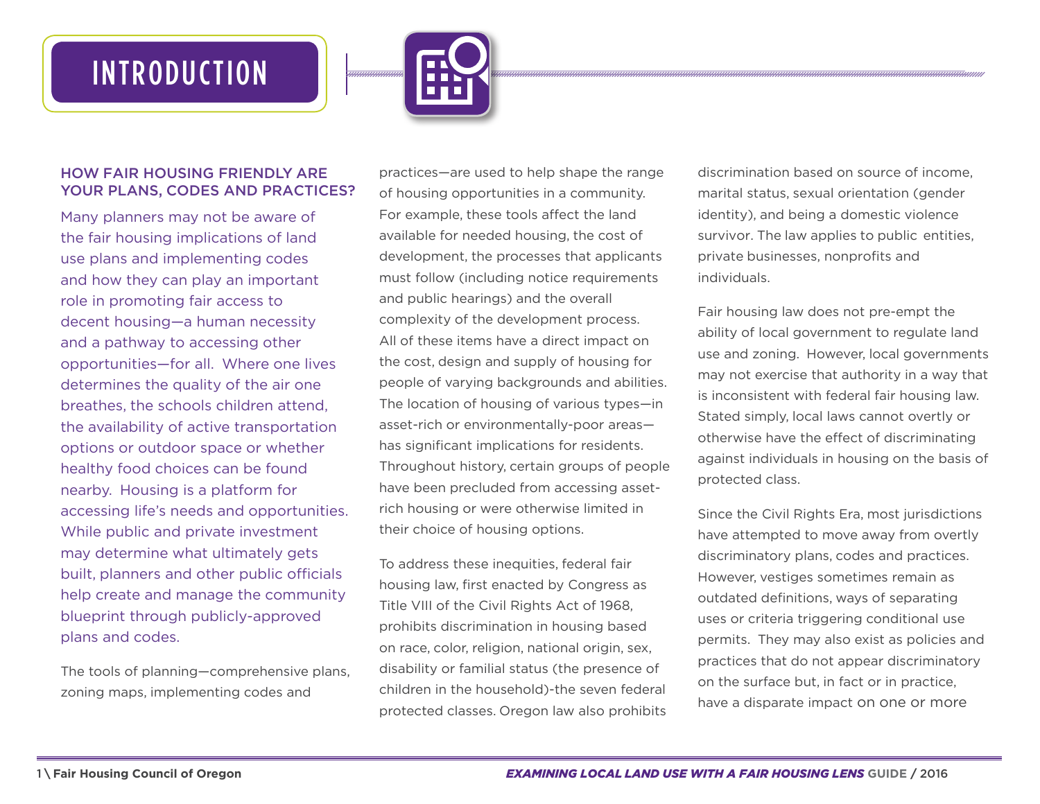# INTRODUCTION

### HOW FAIR HOUSING FRIENDLY ARE YOUR PLANS, CODES AND PRACTICES?

Many planners may not be aware of the fair housing implications of land use plans and implementing codes and how they can play an important role in promoting fair access to decent housing—a human necessity and a pathway to accessing other opportunities—for all. Where one lives determines the quality of the air one breathes, the schools children attend, the availability of active transportation options or outdoor space or whether healthy food choices can be found nearby. Housing is a platform for accessing life's needs and opportunities. While public and private investment may determine what ultimately gets built, planners and other public officials help create and manage the community blueprint through publicly-approved plans and codes.

The tools of planning—comprehensive plans, zoning maps, implementing codes and practices—are used to help shape the range of housing opportunities in a community. For example, these tools affect the land available for needed housing, the cost of development, the processes that applicants must follow (including notice requirements and public hearings) and the overall complexity of the development process. All of these items have a direct impact on the cost, design and supply of housing for people of varying backgrounds and abilities. The location of housing of various types—in asset-rich or environmentally-poor areas—has significant implications for residents. Throughout history, certain groups of people have been precluded from accessing asset-rich housing or were otherwise limited in their choice of housing options.

To address these inequities, federal fair housing law, first enacted by Congress as Title VIII of the Civil Rights Act of 1968, prohibits discrimination in housing based on race, color, religion, national origin, sex, disability or familial status (the presence of children in the household)-the seven federal protected classes. Oregon law also prohibits discrimination based on source of income, marital status, sexual orientation (gender identity), and being a domestic violence survivor. The law applies to public entities, private businesses, nonprofits and individuals.

Fair housing law does not pre-empt the ability of local government to regulate land use and zoning. However, local governments may not exercise that authority in a way that is inconsistent with federal fair housing law. Stated simply, local laws cannot overtly or otherwise have the effect of discriminating against individuals in housing on the basis of protected class.

Since the Civil Rights Era, most jurisdictions have attempted to move away from overtly discriminatory plans, codes and practices. However, vestiges sometimes remain as outdated definitions, ways of separating uses or criteria triggering conditional use permits. They may also exist as policies and practices that do not appear discriminatory on the surface but, in fact or in practice, have a disparate impact on one or more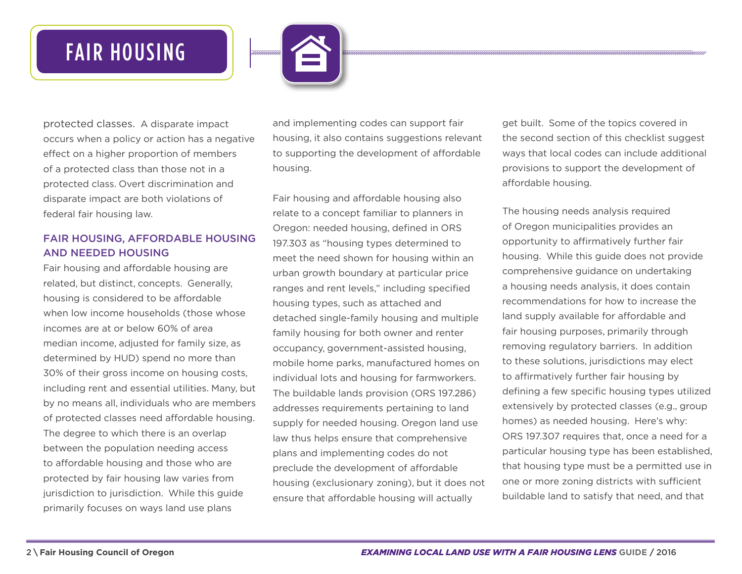protected classes. A disparate impact occurs when a policy or action has a negative effect on a higher proportion of members of a protected class than those not in a protected class. Overt discrimination and disparate impact are both violations of federal fair housing law.

### FAIR HOUSING, AFFORDABLE HOUSING AND NEEDED HOUSING

Fair housing and affordable housing are related, but distinct, concepts. Generally, housing is considered to be affordable when low income households (those whose incomes are at or below 60% of area median income, adjusted for family size, as determined by HUD) spend no more than 30% of their gross income on housing costs, including rent and essential utilities. Many, but by no means all, individuals who are members of protected classes need affordable housing. The degree to which there is an overlap between the population needing access to affordable housing and those who are protected by fair housing law varies from jurisdiction to jurisdiction. While this guide primarily focuses on ways land use plans and implementing codes can support fair housing, it also contains suggestions relevant to supporting the development of affordable housing.

Fair housing and affordable housing also relate to a concept familiar to planners in Oregon: needed housing, defined in ORS 197.303 as "housing types determined to meet the need shown for housing within an urban growth boundary at particular price ranges and rent levels," including specified housing types, such as attached and detached single-family housing and multiple family housing for both owner and renter occupancy, government-assisted housing, mobile home parks, manufactured homes on individual lots and housing for farmworkers. The buildable lands provision (ORS 197.286) addresses requirements pertaining to land supply for needed housing. Oregon land use law thus helps ensure that comprehensive plans and implementing codes do not preclude the development of affordable housing (exclusionary zoning), but it does not ensure that affordable housing will actually get built. Some of the topics covered in the second section of this checklist suggest ways that local codes can include additional provisions to support the development of affordable housing.

The housing needs analysis required of Oregon municipalities provides an opportunity to affirmatively further fair housing. While this guide does not provide comprehensive guidance on undertaking a housing needs analysis, it does contain recommendations for how to increase the land supply available for affordable and fair housing purposes, primarily through removing regulatory barriers. In addition to these solutions, jurisdictions may elect to affirmatively further fair housing by defining a few specific housing types utilized extensively by protected classes (e.g., group homes) as needed housing. Here's why: ORS 197.307 requires that, once a need for a particular housing type has been established, that housing type must be a permitted use in one or more zoning districts with sufficient buildable land to satisfy that need, and that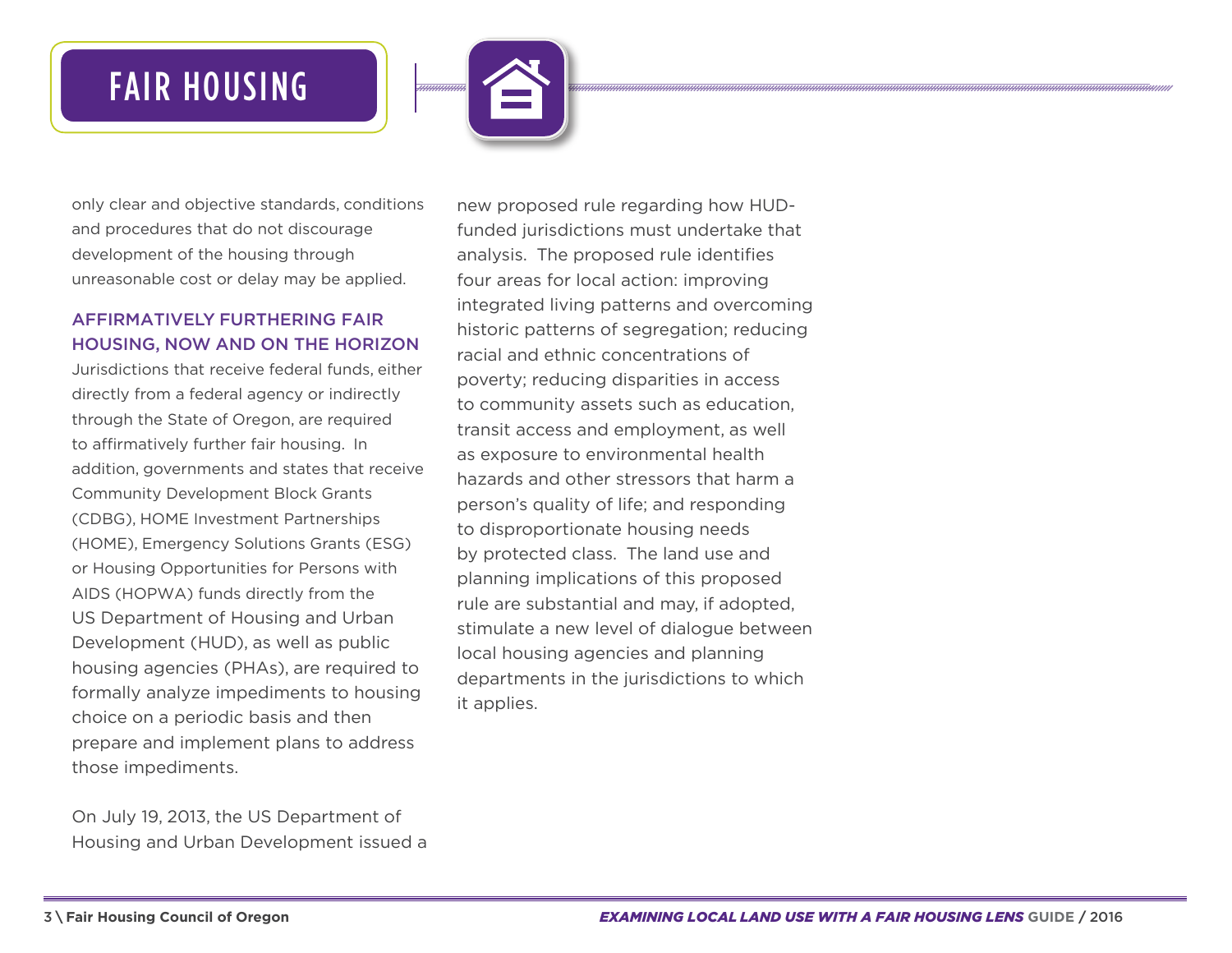only clear and objective standards, conditions and procedures that do not discourage development of the housing through unreasonable cost or delay may be applied.

## AFFIRMATIVELY FURTHERING FAIR HOUSING, NOW AND ON THE HORIZON

Jurisdictions that receive federal funds, either directly from a federal agency or indirectly through the State of Oregon, are required to affirmatively further fair housing. In addition, governments and states that receive Community Development Block Grants (CDBG), HOME Investment Partnerships (HOME), Emergency Solutions Grants (ESG) or Housing Opportunities for Persons with AIDS (HOPWA) funds directly from the US Department of Housing and Urban Development (HUD), as well as public housing agencies (PHAs), are required to formally analyze impediments to housing choice on a periodic basis and then prepare and implement plans to address those impediments.

On July 19, 2013, the US Department of Housing and Urban Development issued a new proposed rule regarding how HUD-funded jurisdictions must undertake that analysis. The proposed rule identifies four areas for local action: improving integrated living patterns and overcoming historic patterns of segregation; reducing racial and ethnic concentrations of poverty; reducing disparities in access to community assets such as education, transit access and employment, as well as exposure to environmental health hazards and other stressors that harm a person's quality of life; and responding to disproportionate housing needs by protected class. The land use and planning implications of this proposed rule are substantial and may, if adopted, stimulate a new level of dialogue between local housing agencies and planning departments in the jurisdictions to which it applies.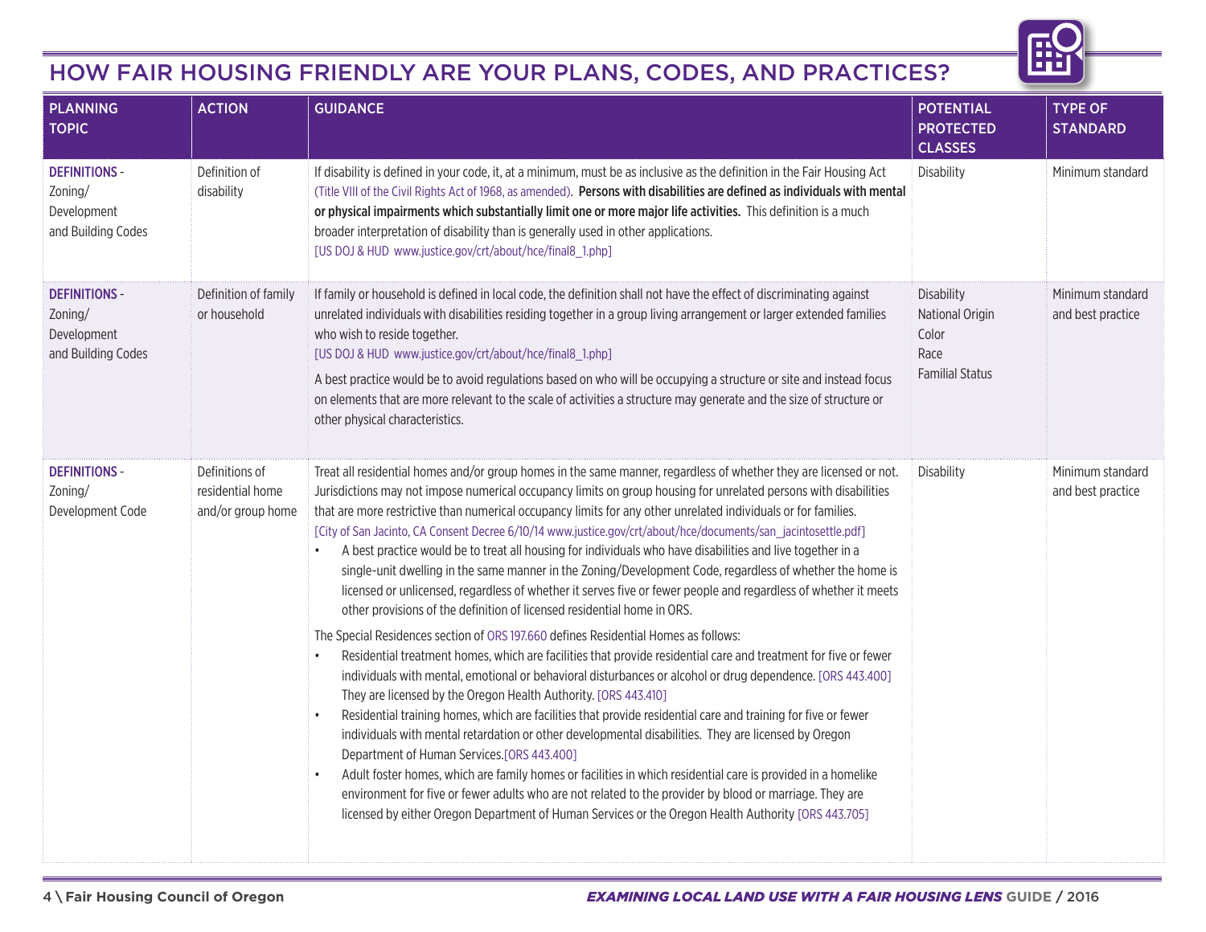## HOW FAIR HOUSING FRIENDLY ARE YOUR PLANS, CODES, AND PRACTICES?

| PLANNING TOPIC | ACTION | GUIDANCE | POTENTIAL PROTECTED CLASSES | TYPE OF STANDARD |
|---|---|---|---|---|
| DEFINITIONS - Zoning/ Development and Building Codes | Definition of disability | If disability is defined in your code, it, at a minimum, must be as inclusive as the definition in the Fair Housing Act (Title VIII of the Civil Rights Act of 1968, as amended). **Persons with disabilities are defined as individuals with mental or physical impairments which substantially limit one or more major life activities.** This definition is a much broader interpretation of disability than is generally used in other applications. [US DOJ & HUD www.justice.gov/crt/about/hce/final8_1.php] | Disability | Minimum standard |
| DEFINITIONS - Zoning/ Development and Building Codes | Definition of family or household | If family or household is defined in local code, the definition shall not have the effect of discriminating against unrelated individuals with disabilities residing together in a group living arrangement or larger extended families who wish to reside together. [US DOJ & HUD www.justice.gov/crt/about/hce/final8_1.php]<br><br>A best practice would be to avoid regulations based on who will be occupying a structure or site and instead focus on elements that are more relevant to the scale of activities a structure may generate and the size of structure or other physical characteristics. | Disability<br>National Origin<br>Color<br>Race<br>Familial Status | Minimum standard and best practice |
| DEFINITIONS - Zoning/ Development Code | Definitions of residential home and/or group home | Treat all residential homes and/or group homes in the same manner, regardless of whether they are licensed or not. Jurisdictions may not impose numerical occupancy limits on group housing for unrelated persons with disabilities that are more restrictive than numerical occupancy limits for any other unrelated individuals or for families. [City of San Jacinto, CA Consent Decree 6/10/14 www.justice.gov/crt/about/hce/documents/san_jacintosettle.pdf]<br>• A best practice would be to treat all housing for individuals who have disabilities and live together in a single-unit dwelling in the same manner in the Zoning/Development Code, regardless of whether the home is licensed or unlicensed, regardless of whether it serves five or fewer people and regardless of whether it meets other provisions of the definition of licensed residential home in ORS.<br><br>The Special Residences section of ORS 197.660 defines Residential Homes as follows:<br>• Residential treatment homes, which are facilities that provide residential care and treatment for five or fewer individuals with mental, emotional or behavioral disturbances or alcohol or drug dependence. [ORS 443.400] They are licensed by the Oregon Health Authority. [ORS 443.410]<br>• Residential training homes, which are facilities that provide residential care and training for five or fewer individuals with mental retardation or other developmental disabilities. They are licensed by Oregon Department of Human Services.[ORS 443.400]<br>• Adult foster homes, which are family homes or facilities in which residential care is provided in a homelike environment for five or fewer adults who are not related to the provider by blood or marriage. They are licensed by either Oregon Department of Human Services or the Oregon Health Authority [ORS 443.705] | Disability | Minimum standard and best practice |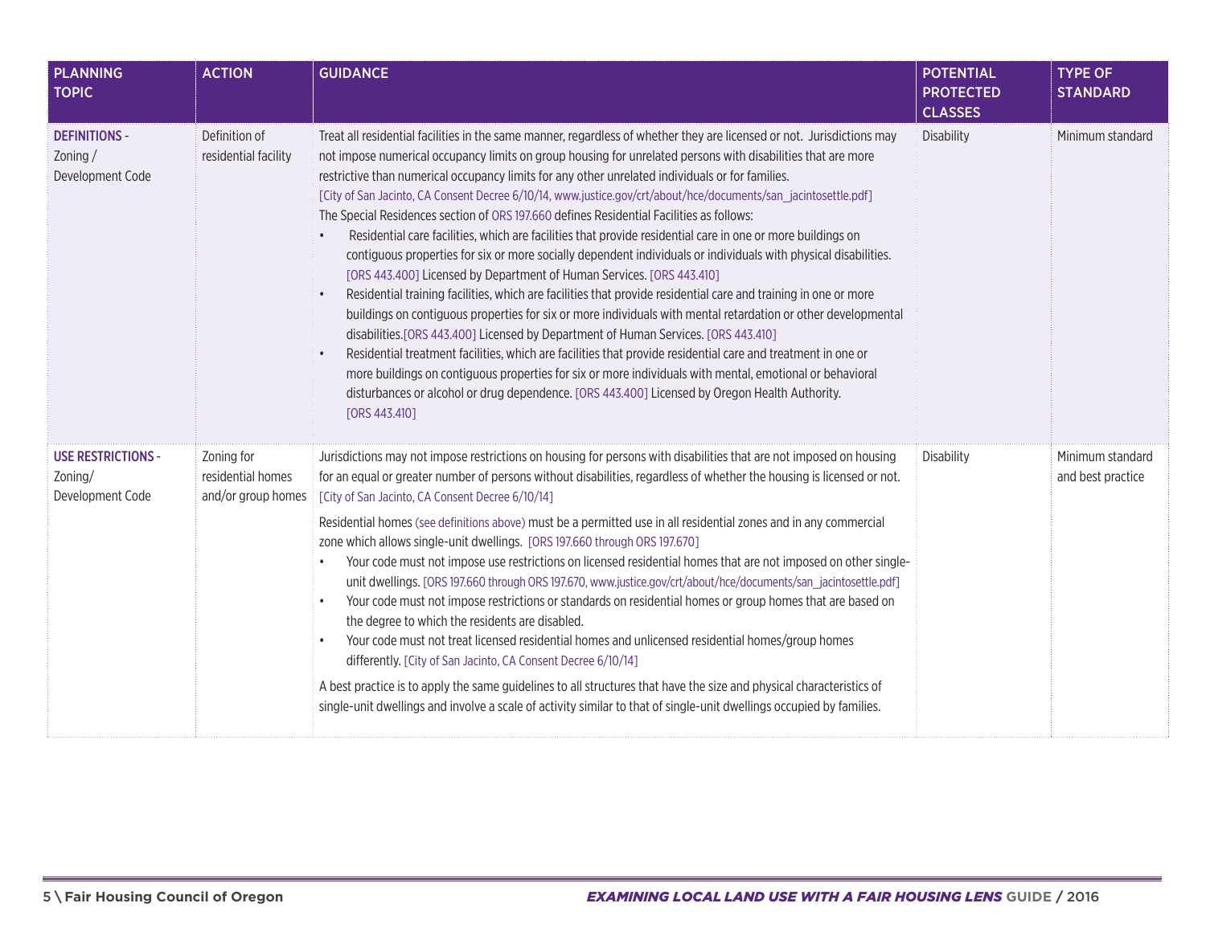| PLANNING TOPIC | ACTION | GUIDANCE | POTENTIAL PROTECTED CLASSES | TYPE OF STANDARD |
|---|---|---|---|---|
| **DEFINITIONS** - Zoning / Development Code | Definition of residential facility | Treat all residential facilities in the same manner, regardless of whether they are licensed or not. Jurisdictions may not impose numerical occupancy limits on group housing for unrelated persons with disabilities that are more restrictive than numerical occupancy limits for any other unrelated individuals or for families. [City of San Jacinto, CA Consent Decree 6/10/14, www.justice.gov/crt/about/hce/documents/san_jacintosettle.pdf] The Special Residences section of ORS 197.660 defines Residential Facilities as follows: <br>• Residential care facilities, which are facilities that provide residential care in one or more buildings on contiguous properties for six or more socially dependent individuals or individuals with physical disabilities. [ORS 443.400] Licensed by Department of Human Services. [ORS 443.410] <br>• Residential training facilities, which are facilities that provide residential care and training in one or more buildings on contiguous properties for six or more individuals with mental retardation or other developmental disabilities.[ORS 443.400] Licensed by Department of Human Services. [ORS 443.410] <br>• Residential treatment facilities, which are facilities that provide residential care and treatment in one or more buildings on contiguous properties for six or more individuals with mental, emotional or behavioral disturbances or alcohol or drug dependence. [ORS 443.400] Licensed by Oregon Health Authority. [ORS 443.410] | Disability | Minimum standard |
| **USE RESTRICTIONS** - Zoning/ Development Code | Zoning for residential homes and/or group homes | Jurisdictions may not impose restrictions on housing for persons with disabilities that are not imposed on housing for an equal or greater number of persons without disabilities, regardless of whether the housing is licensed or not. [City of San Jacinto, CA Consent Decree 6/10/14] <br><br>Residential homes (see definitions above) must be a permitted use in all residential zones and in any commercial zone which allows single-unit dwellings. [ORS 197.660 through ORS 197.670] <br>• Your code must not impose use restrictions on licensed residential homes that are not imposed on other single-unit dwellings. [ORS 197.660 through ORS 197.670, www.justice.gov/crt/about/hce/documents/san_jacintosettle.pdf] <br>• Your code must not impose restrictions or standards on residential homes or group homes that are based on the degree to which the residents are disabled. <br>• Your code must not treat licensed residential homes and unlicensed residential homes/group homes differently. [City of San Jacinto, CA Consent Decree 6/10/14] <br><br>A best practice is to apply the same guidelines to all structures that have the size and physical characteristics of single-unit dwellings and involve a scale of activity similar to that of single-unit dwellings occupied by families. | Disability | Minimum standard and best practice |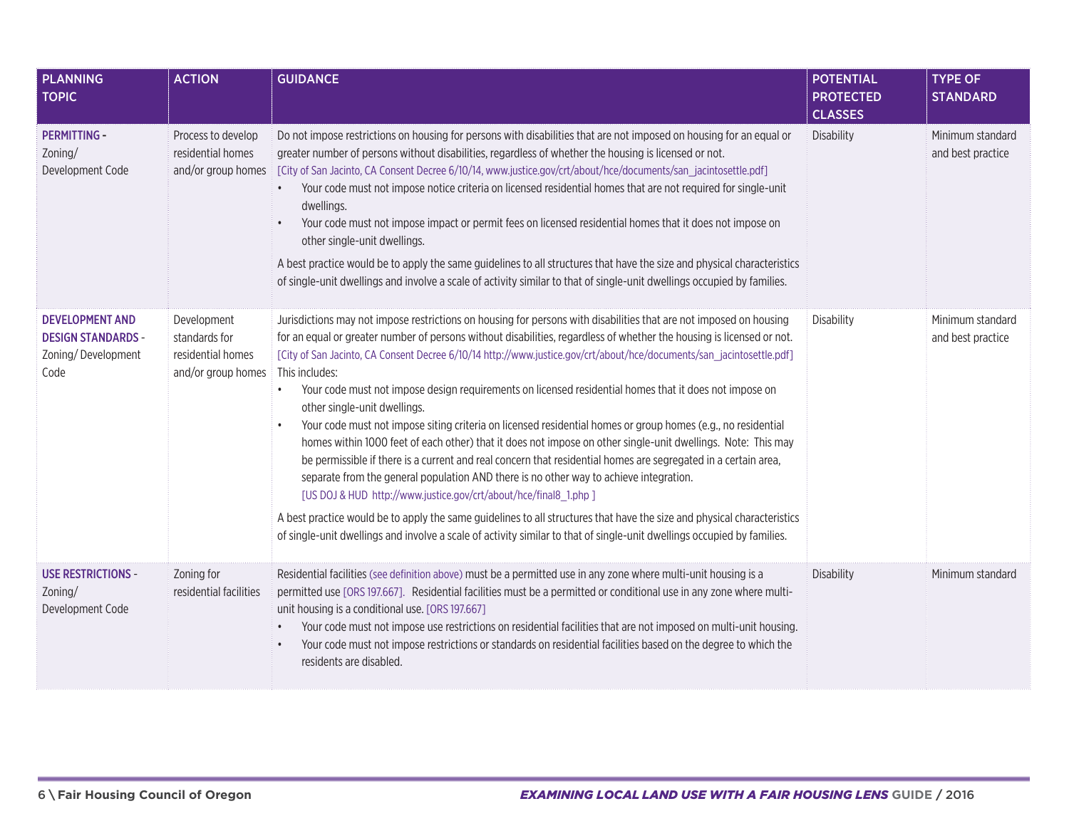| PLANNING TOPIC | ACTION | GUIDANCE | POTENTIAL PROTECTED CLASSES | TYPE OF STANDARD |
|---|---|---|---|---|
| **PERMITTING -** Zoning/ Development Code | Process to develop residential homes and/or group homes | Do not impose restrictions on housing for persons with disabilities that are not imposed on housing for an equal or greater number of persons without disabilities, regardless of whether the housing is licensed or not. [City of San Jacinto, CA Consent Decree 6/10/14, www.justice.gov/crt/about/hce/documents/san_jacintosettle.pdf]<br>• Your code must not impose notice criteria on licensed residential homes that are not required for single-unit dwellings.<br>• Your code must not impose impact or permit fees on licensed residential homes that it does not impose on other single-unit dwellings.<br><br>A best practice would be to apply the same guidelines to all structures that have the size and physical characteristics of single-unit dwellings and involve a scale of activity similar to that of single-unit dwellings occupied by families. | Disability | Minimum standard and best practice |
| **DEVELOPMENT AND DESIGN STANDARDS -** Zoning/ Development Code | Development standards for residential homes and/or group homes | Jurisdictions may not impose restrictions on housing for persons with disabilities that are not imposed on housing for an equal or greater number of persons without disabilities, regardless of whether the housing is licensed or not. [City of San Jacinto, CA Consent Decree 6/10/14 http://www.justice.gov/crt/about/hce/documents/san_jacintosettle.pdf] This includes:<br>• Your code must not impose design requirements on licensed residential homes that it does not impose on other single-unit dwellings.<br>• Your code must not impose siting criteria on licensed residential homes or group homes (e.g., no residential homes within 1000 feet of each other) that it does not impose on other single-unit dwellings. Note: This may be permissible if there is a current and real concern that residential homes are segregated in a certain area, separate from the general population AND there is no other way to achieve integration. [US DOJ & HUD http://www.justice.gov/crt/about/hce/final8_1.php ]<br><br>A best practice would be to apply the same guidelines to all structures that have the size and physical characteristics of single-unit dwellings and involve a scale of activity similar to that of single-unit dwellings occupied by families. | Disability | Minimum standard and best practice |
| **USE RESTRICTIONS -** Zoning/ Development Code | Zoning for residential facilities | Residential facilities (see definition above) must be a permitted use in any zone where multi-unit housing is a permitted use [ORS 197.667]. Residential facilities must be a permitted or conditional use in any zone where multi-unit housing is a conditional use. [ORS 197.667]<br>• Your code must not impose use restrictions on residential facilities that are not imposed on multi-unit housing.<br>• Your code must not impose restrictions or standards on residential facilities based on the degree to which the residents are disabled. | Disability | Minimum standard |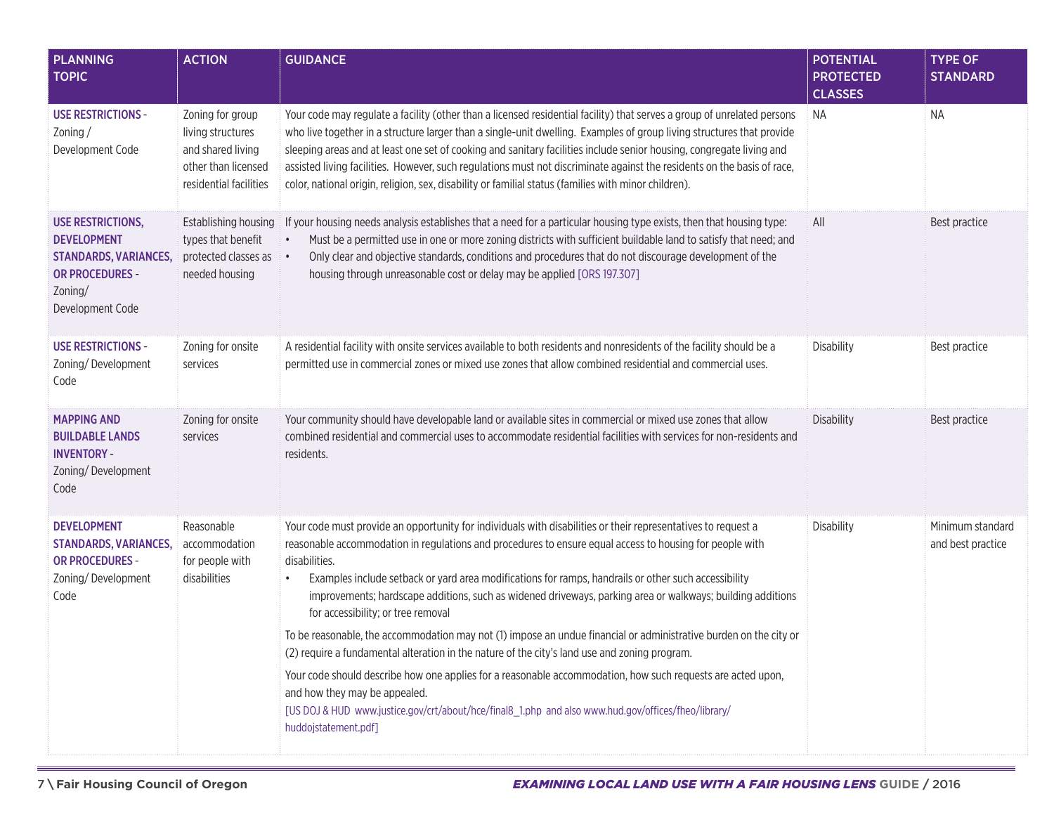| PLANNING TOPIC | ACTION | GUIDANCE | POTENTIAL PROTECTED CLASSES | TYPE OF STANDARD |
|---|---|---|---|---|
| **USE RESTRICTIONS** - Zoning / Development Code | Zoning for group living structures and shared living other than licensed residential facilities | Your code may regulate a facility (other than a licensed residential facility) that serves a group of unrelated persons who live together in a structure larger than a single-unit dwelling. Examples of group living structures that provide sleeping areas and at least one set of cooking and sanitary facilities include senior housing, congregate living and assisted living facilities. However, such regulations must not discriminate against the residents on the basis of race, color, national origin, religion, sex, disability or familial status (families with minor children). | NA | NA |
| **USE RESTRICTIONS, DEVELOPMENT STANDARDS, VARIANCES, OR PROCEDURES** - Zoning/ Development Code | Establishing housing types that benefit protected classes as needed housing | If your housing needs analysis establishes that a need for a particular housing type exists, then that housing type:<br>• Must be a permitted use in one or more zoning districts with sufficient buildable land to satisfy that need; and<br>• Only clear and objective standards, conditions and procedures that do not discourage development of the housing through unreasonable cost or delay may be applied [ORS 197.307] | All | Best practice |
| **USE RESTRICTIONS** - Zoning/ Development Code | Zoning for onsite services | A residential facility with onsite services available to both residents and nonresidents of the facility should be a permitted use in commercial zones or mixed use zones that allow combined residential and commercial uses. | Disability | Best practice |
| **MAPPING AND BUILDABLE LANDS INVENTORY** - Zoning/ Development Code | Zoning for onsite services | Your community should have developable land or available sites in commercial or mixed use zones that allow combined residential and commercial uses to accommodate residential facilities with services for non-residents and residents. | Disability | Best practice |
| **DEVELOPMENT STANDARDS, VARIANCES, OR PROCEDURES** - Zoning/ Development Code | Reasonable accommodation for people with disabilities | Your code must provide an opportunity for individuals with disabilities or their representatives to request a reasonable accommodation in regulations and procedures to ensure equal access to housing for people with disabilities.<br>• Examples include setback or yard area modifications for ramps, handrails or other such accessibility improvements; hardscape additions, such as widened driveways, parking area or walkways; building additions for accessibility; or tree removal<br><br>To be reasonable, the accommodation may not (1) impose an undue financial or administrative burden on the city or (2) require a fundamental alteration in the nature of the city's land use and zoning program.<br><br>Your code should describe how one applies for a reasonable accommodation, how such requests are acted upon, and how they may be appealed.<br>[US DOJ & HUD www.justice.gov/crt/about/hce/final8_1.php and also www.hud.gov/offices/fheo/library/huddojstatement.pdf] | Disability | Minimum standard and best practice |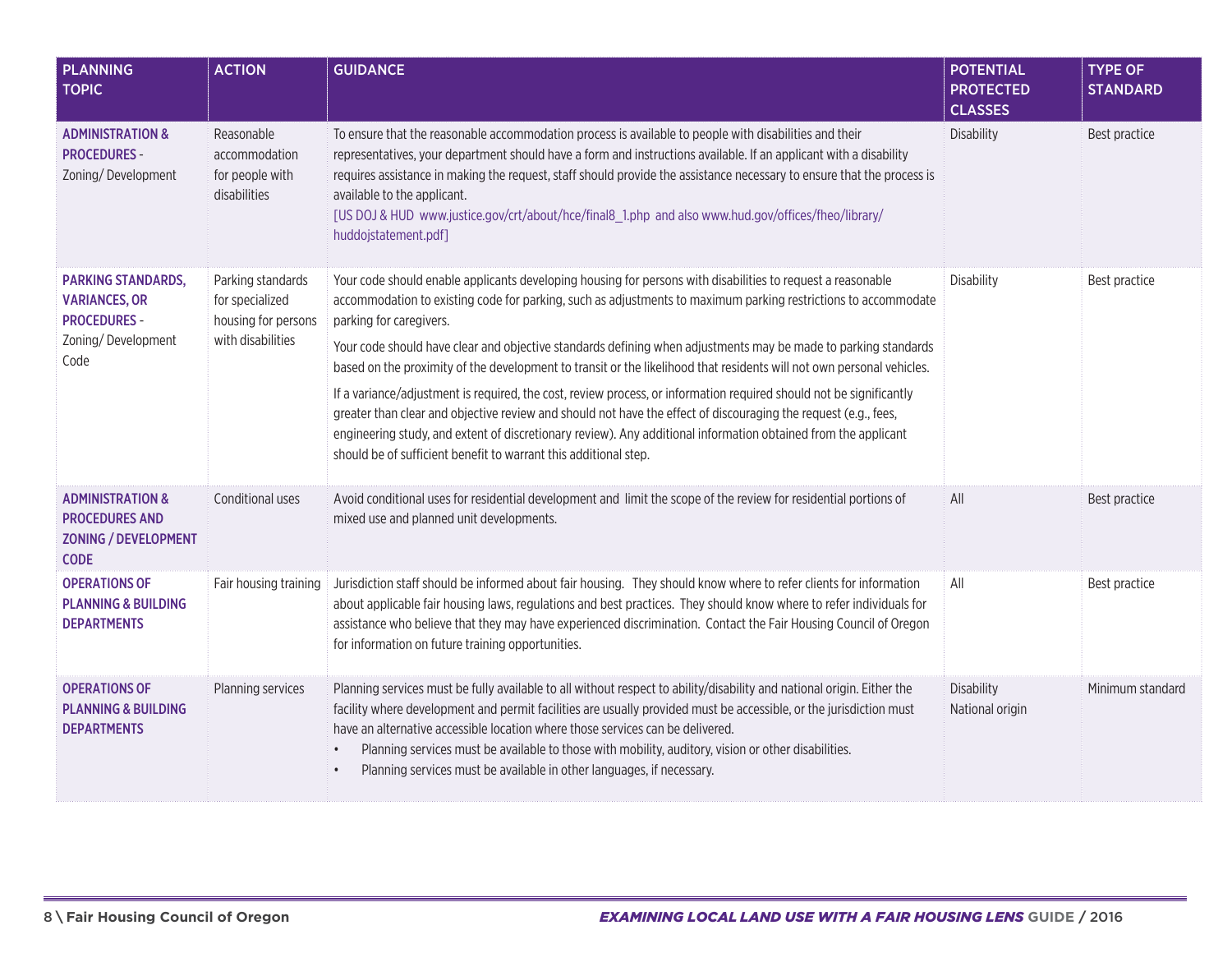| PLANNING TOPIC | ACTION | GUIDANCE | POTENTIAL PROTECTED CLASSES | TYPE OF STANDARD |
|---|---|---|---|---|
| **ADMINISTRATION & PROCEDURES** - Zoning/ Development | Reasonable accommodation for people with disabilities | To ensure that the reasonable accommodation process is available to people with disabilities and their representatives, your department should have a form and instructions available. If an applicant with a disability requires assistance in making the request, staff should provide the assistance necessary to ensure that the process is available to the applicant. [US DOJ & HUD www.justice.gov/crt/about/hce/final8_1.php and also www.hud.gov/offices/fheo/library/huddojstatement.pdf] | Disability | Best practice |
| **PARKING STANDARDS, VARIANCES, OR PROCEDURES** - Zoning/ Development Code | Parking standards for specialized housing for persons with disabilities | Your code should enable applicants developing housing for persons with disabilities to request a reasonable accommodation to existing code for parking, such as adjustments to maximum parking restrictions to accommodate parking for caregivers.<br><br>Your code should have clear and objective standards defining when adjustments may be made to parking standards based on the proximity of the development to transit or the likelihood that residents will not own personal vehicles.<br><br>If a variance/adjustment is required, the cost, review process, or information required should not be significantly greater than clear and objective review and should not have the effect of discouraging the request (e.g., fees, engineering study, and extent of discretionary review). Any additional information obtained from the applicant should be of sufficient benefit to warrant this additional step. | Disability | Best practice |
| **ADMINISTRATION & PROCEDURES AND ZONING / DEVELOPMENT CODE** | Conditional uses | Avoid conditional uses for residential development and limit the scope of the review for residential portions of mixed use and planned unit developments. | All | Best practice |
| **OPERATIONS OF PLANNING & BUILDING DEPARTMENTS** | Fair housing training | Jurisdiction staff should be informed about fair housing. They should know where to refer clients for information about applicable fair housing laws, regulations and best practices. They should know where to refer individuals for assistance who believe that they may have experienced discrimination. Contact the Fair Housing Council of Oregon for information on future training opportunities. | All | Best practice |
| **OPERATIONS OF PLANNING & BUILDING DEPARTMENTS** | Planning services | Planning services must be fully available to all without respect to ability/disability and national origin. Either the facility where development and permit facilities are usually provided must be accessible, or the jurisdiction must have an alternative accessible location where those services can be delivered.<br>• Planning services must be available to those with mobility, auditory, vision or other disabilities.<br>• Planning services must be available in other languages, if necessary. | Disability<br>National origin | Minimum standard |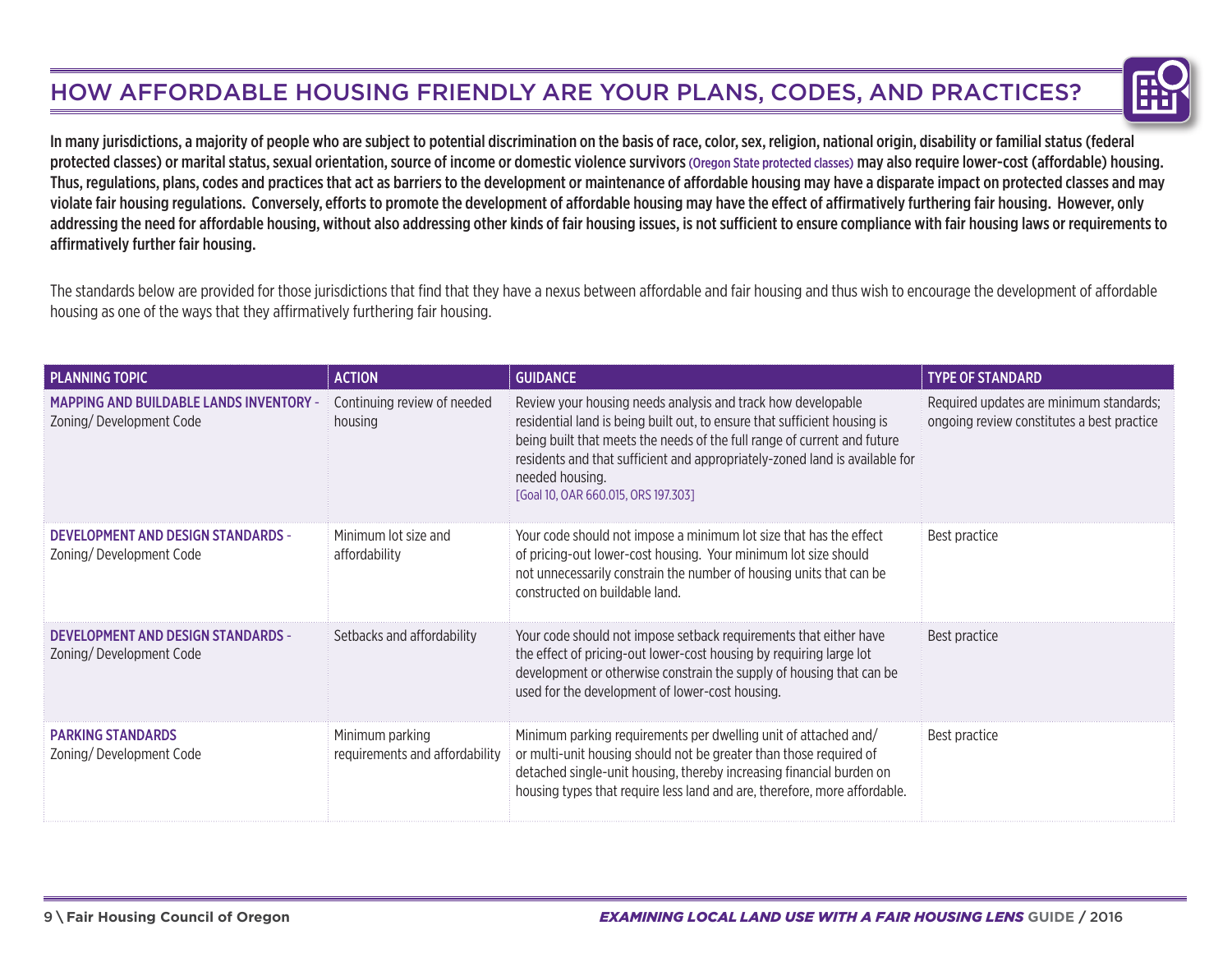# HOW AFFORDABLE HOUSING FRIENDLY ARE YOUR PLANS, CODES, AND PRACTICES?

**In many jurisdictions, a majority of people who are subject to potential discrimination on the basis of race, color, sex, religion, national origin, disability or familial status (federal protected classes) or marital status, sexual orientation, source of income or domestic violence survivors (Oregon State protected classes) may also require lower-cost (affordable) housing. Thus, regulations, plans, codes and practices that act as barriers to the development or maintenance of affordable housing may have a disparate impact on protected classes and may violate fair housing regulations. Conversely, efforts to promote the development of affordable housing may have the effect of affirmatively furthering fair housing. However, only addressing the need for affordable housing, without also addressing other kinds of fair housing issues, is not sufficient to ensure compliance with fair housing laws or requirements to affirmatively further fair housing.**

The standards below are provided for those jurisdictions that find that they have a nexus between affordable and fair housing and thus wish to encourage the development of affordable housing as one of the ways that they affirmatively furthering fair housing.

| PLANNING TOPIC | ACTION | GUIDANCE | TYPE OF STANDARD |
|---|---|---|---|
| **MAPPING AND BUILDABLE LANDS INVENTORY** - Zoning/ Development Code | Continuing review of needed housing | Review your housing needs analysis and track how developable residential land is being built out, to ensure that sufficient housing is being built that meets the needs of the full range of current and future residents and that sufficient and appropriately-zoned land is available for needed housing. [Goal 10, OAR 660.015, ORS 197.303] | Required updates are minimum standards; ongoing review constitutes a best practice |
| **DEVELOPMENT AND DESIGN STANDARDS** - Zoning/ Development Code | Minimum lot size and affordability | Your code should not impose a minimum lot size that has the effect of pricing-out lower-cost housing. Your minimum lot size should not unnecessarily constrain the number of housing units that can be constructed on buildable land. | Best practice |
| **DEVELOPMENT AND DESIGN STANDARDS** - Zoning/ Development Code | Setbacks and affordability | Your code should not impose setback requirements that either have the effect of pricing-out lower-cost housing by requiring large lot development or otherwise constrain the supply of housing that can be used for the development of lower-cost housing. | Best practice |
| **PARKING STANDARDS** Zoning/ Development Code | Minimum parking requirements and affordability | Minimum parking requirements per dwelling unit of attached and/ or multi-unit housing should not be greater than those required of detached single-unit housing, thereby increasing financial burden on housing types that require less land and are, therefore, more affordable. | Best practice |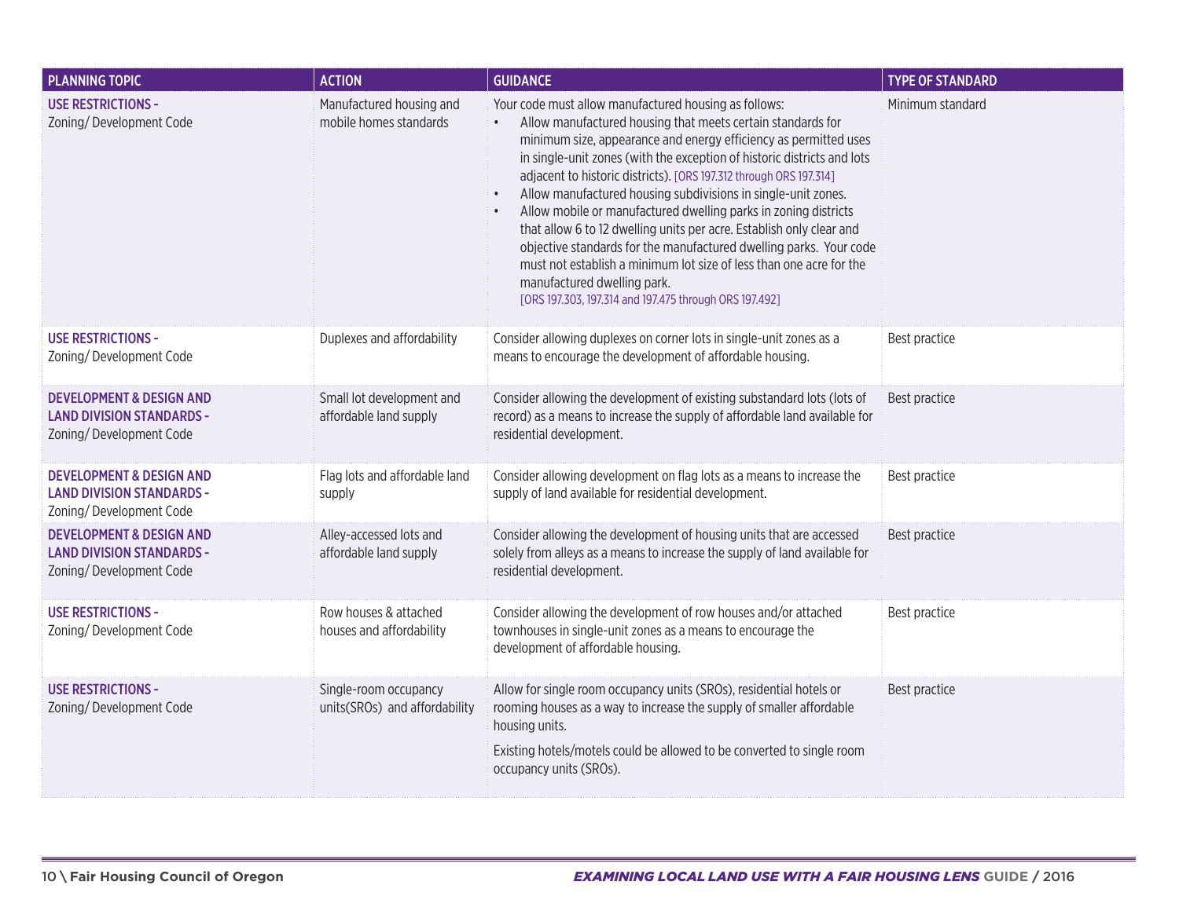| PLANNING TOPIC | ACTION | GUIDANCE | TYPE OF STANDARD |
|---|---|---|---|
| **USE RESTRICTIONS -** Zoning/ Development Code | Manufactured housing and mobile homes standards | Your code must allow manufactured housing as follows: <br>• Allow manufactured housing that meets certain standards for minimum size, appearance and energy efficiency as permitted uses in single-unit zones (with the exception of historic districts and lots adjacent to historic districts). [ORS 197.312 through ORS 197.314] <br>• Allow manufactured housing subdivisions in single-unit zones. <br>• Allow mobile or manufactured dwelling parks in zoning districts that allow 6 to 12 dwelling units per acre. Establish only clear and objective standards for the manufactured dwelling parks. Your code must not establish a minimum lot size of less than one acre for the manufactured dwelling park. [ORS 197.303, 197.314 and 197.475 through ORS 197.492] | Minimum standard |
| **USE RESTRICTIONS -** Zoning/ Development Code | Duplexes and affordability | Consider allowing duplexes on corner lots in single-unit zones as a means to encourage the development of affordable housing. | Best practice |
| **DEVELOPMENT & DESIGN AND LAND DIVISION STANDARDS -** Zoning/ Development Code | Small lot development and affordable land supply | Consider allowing the development of existing substandard lots (lots of record) as a means to increase the supply of affordable land available for residential development. | Best practice |
| **DEVELOPMENT & DESIGN AND LAND DIVISION STANDARDS -** Zoning/ Development Code | Flag lots and affordable land supply | Consider allowing development on flag lots as a means to increase the supply of land available for residential development. | Best practice |
| **DEVELOPMENT & DESIGN AND LAND DIVISION STANDARDS -** Zoning/ Development Code | Alley-accessed lots and affordable land supply | Consider allowing the development of housing units that are accessed solely from alleys as a means to increase the supply of land available for residential development. | Best practice |
| **USE RESTRICTIONS -** Zoning/ Development Code | Row houses & attached houses and affordability | Consider allowing the development of row houses and/or attached townhouses in single-unit zones as a means to encourage the development of affordable housing. | Best practice |
| **USE RESTRICTIONS -** Zoning/ Development Code | Single-room occupancy units(SROs) and affordability | Allow for single room occupancy units (SROs), residential hotels or rooming houses as a way to increase the supply of smaller affordable housing units. <br><br>Existing hotels/motels could be allowed to be converted to single room occupancy units (SROs). | Best practice |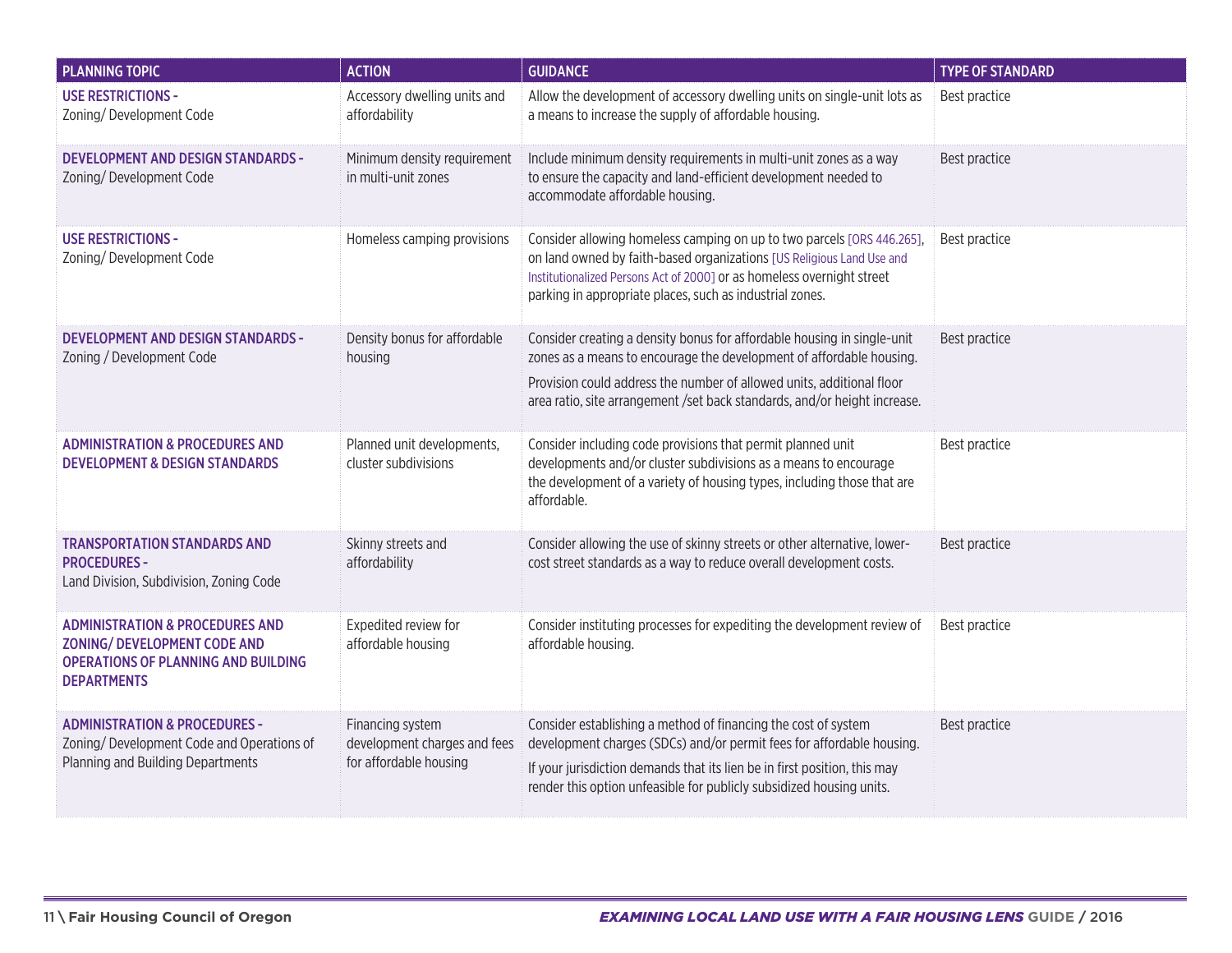| PLANNING TOPIC | ACTION | GUIDANCE | TYPE OF STANDARD |
|---|---|---|---|
| **USE RESTRICTIONS -** Zoning/ Development Code | Accessory dwelling units and affordability | Allow the development of accessory dwelling units on single-unit lots as a means to increase the supply of affordable housing. | Best practice |
| **DEVELOPMENT AND DESIGN STANDARDS -** Zoning/ Development Code | Minimum density requirement in multi-unit zones | Include minimum density requirements in multi-unit zones as a way to ensure the capacity and land-efficient development needed to accommodate affordable housing. | Best practice |
| **USE RESTRICTIONS -** Zoning/ Development Code | Homeless camping provisions | Consider allowing homeless camping on up to two parcels [ORS 446.265], on land owned by faith-based organizations [US Religious Land Use and Institutionalized Persons Act of 2000] or as homeless overnight street parking in appropriate places, such as industrial zones. | Best practice |
| **DEVELOPMENT AND DESIGN STANDARDS -** Zoning / Development Code | Density bonus for affordable housing | Consider creating a density bonus for affordable housing in single-unit zones as a means to encourage the development of affordable housing. Provision could address the number of allowed units, additional floor area ratio, site arrangement /set back standards, and/or height increase. | Best practice |
| **ADMINISTRATION & PROCEDURES AND DEVELOPMENT & DESIGN STANDARDS** | Planned unit developments, cluster subdivisions | Consider including code provisions that permit planned unit developments and/or cluster subdivisions as a means to encourage the development of a variety of housing types, including those that are affordable. | Best practice |
| **TRANSPORTATION STANDARDS AND PROCEDURES -** Land Division, Subdivision, Zoning Code | Skinny streets and affordability | Consider allowing the use of skinny streets or other alternative, lower-cost street standards as a way to reduce overall development costs. | Best practice |
| **ADMINISTRATION & PROCEDURES AND ZONING/ DEVELOPMENT CODE AND OPERATIONS OF PLANNING AND BUILDING DEPARTMENTS** | Expedited review for affordable housing | Consider instituting processes for expediting the development review of affordable housing. | Best practice |
| **ADMINISTRATION & PROCEDURES -** Zoning/ Development Code and Operations of Planning and Building Departments | Financing system development charges and fees for affordable housing | Consider establishing a method of financing the cost of system development charges (SDCs) and/or permit fees for affordable housing. If your jurisdiction demands that its lien be in first position, this may render this option unfeasible for publicly subsidized housing units. | Best practice |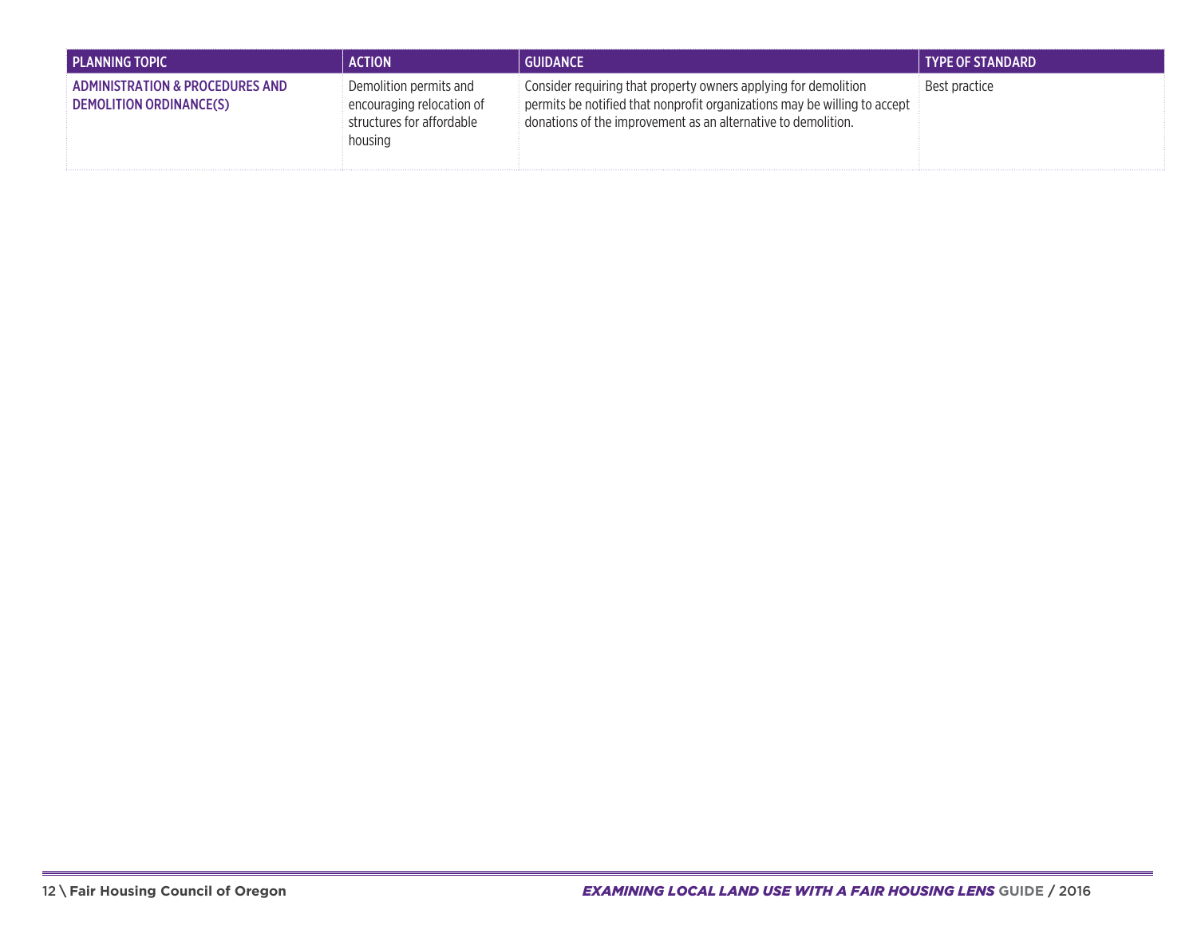| PLANNING TOPIC | ACTION | GUIDANCE | TYPE OF STANDARD |
| --- | --- | --- | --- |
| **ADMINISTRATION & PROCEDURES AND DEMOLITION ORDINANCE(S)** | Demolition permits and encouraging relocation of structures for affordable housing | Consider requiring that property owners applying for demolition permits be notified that nonprofit organizations may be willing to accept donations of the improvement as an alternative to demolition. | Best practice |